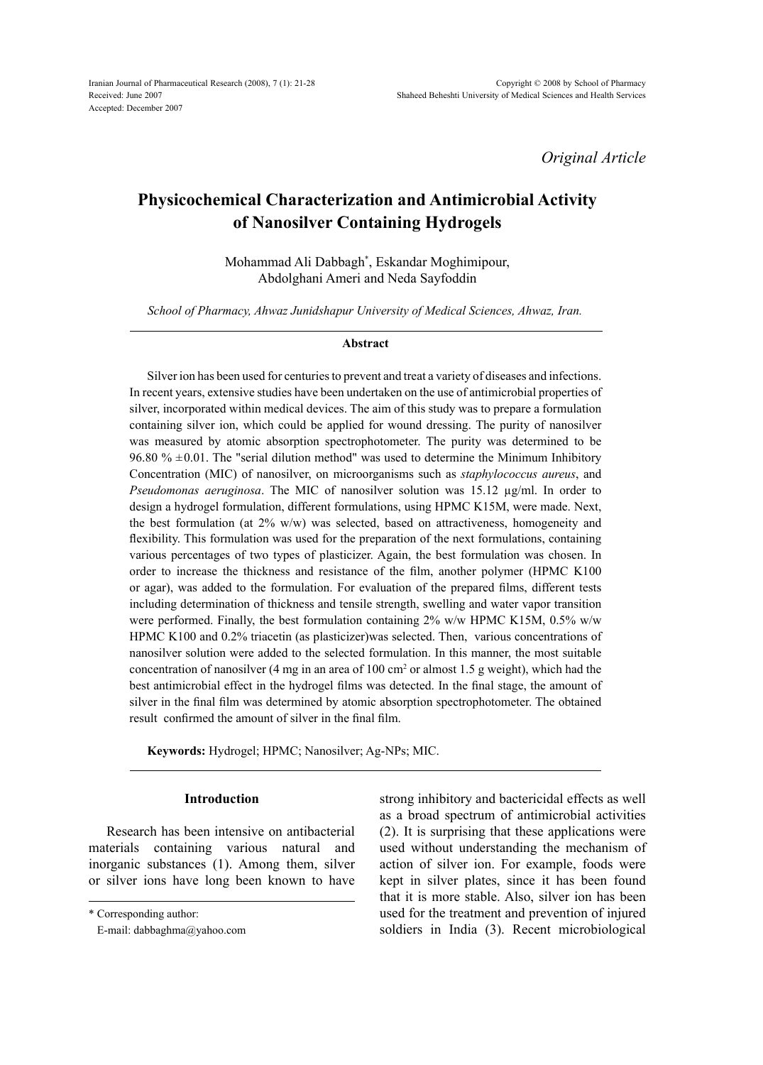*Original Article*

# Physicochemical Characterization and Antimicrobial Activity of Nanosilver Containing Hydrogels

Mohammad Ali Dabbagh*, Eskandar Moghimipour, Abdolghani Ameri and Neda Sayfoddin

*School of Pharmacy, Ahwaz Junidshapur University of Medical Sciences, Ahwaz, Iran.*

### Abstract

Silver ion has been used for centuries to prevent and treat a variety of diseases and infections. In recent years, extensive studies have been undertaken on the use of antimicrobial properties of silver, incorporated within medical devices. The aim of this study was to prepare a formulation containing silver ion, which could be applied for wound dressing. The purity of nanosilver was measured by atomic absorption spectrophotometer. The purity was determined to be 96.80 % ±0.01. The "serial dilution method" was used to determine the Minimum Inhibitory Concentration (MIC) of nanosilver, on microorganisms such as *staphylococcus aureus*, and *Pseudomonas aeruginosa*. The MIC of nanosilver solution was 15.12 µg/ml. In order to design a hydrogel formulation, different formulations, using HPMC K15M, were made. Next, the best formulation (at 2% w/w) was selected, based on attractiveness, homogeneity and flexibility. This formulation was used for the preparation of the next formulations, containing various percentages of two types of plasticizer. Again, the best formulation was chosen. In order to increase the thickness and resistance of the film, another polymer (HPMC K100 or agar), was added to the formulation. For evaluation of the prepared films, different tests including determination of thickness and tensile strength, swelling and water vapor transition were performed. Finally, the best formulation containing 2% w/w HPMC K15M, 0.5% w/w HPMC K100 and 0.2% triacetin (as plasticizer)was selected. Then, various concentrations of nanosilver solution were added to the selected formulation. In this manner, the most suitable concentration of nanosilver (4 mg in an area of 100 $cm^2$ or almost 1.5 g weight), which had the best antimicrobial effect in the hydrogel films was detected. In the final stage, the amount of silver in the final film was determined by atomic absorption spectrophotometer. The obtained result confirmed the amount of silver in the final film.

**Keywords:** Hydrogel; HPMC; Nanosilver; Ag-NPs; MIC.

## Introduction

Research has been intensive on antibacterial materials containing various natural and inorganic substances (1). Among them, silver or silver ions have long been known to have strong inhibitory and bactericidal effects as well as a broad spectrum of antimicrobial activities (2). It is surprising that these applications were used without understanding the mechanism of action of silver ion. For example, foods were kept in silver plates, since it has been found that it is more stable. Also, silver ion has been used for the treatment and prevention of injured soldiers in India (3). Recent microbiological

* Corresponding author:
E-mail: dabbaghma@yahoo.com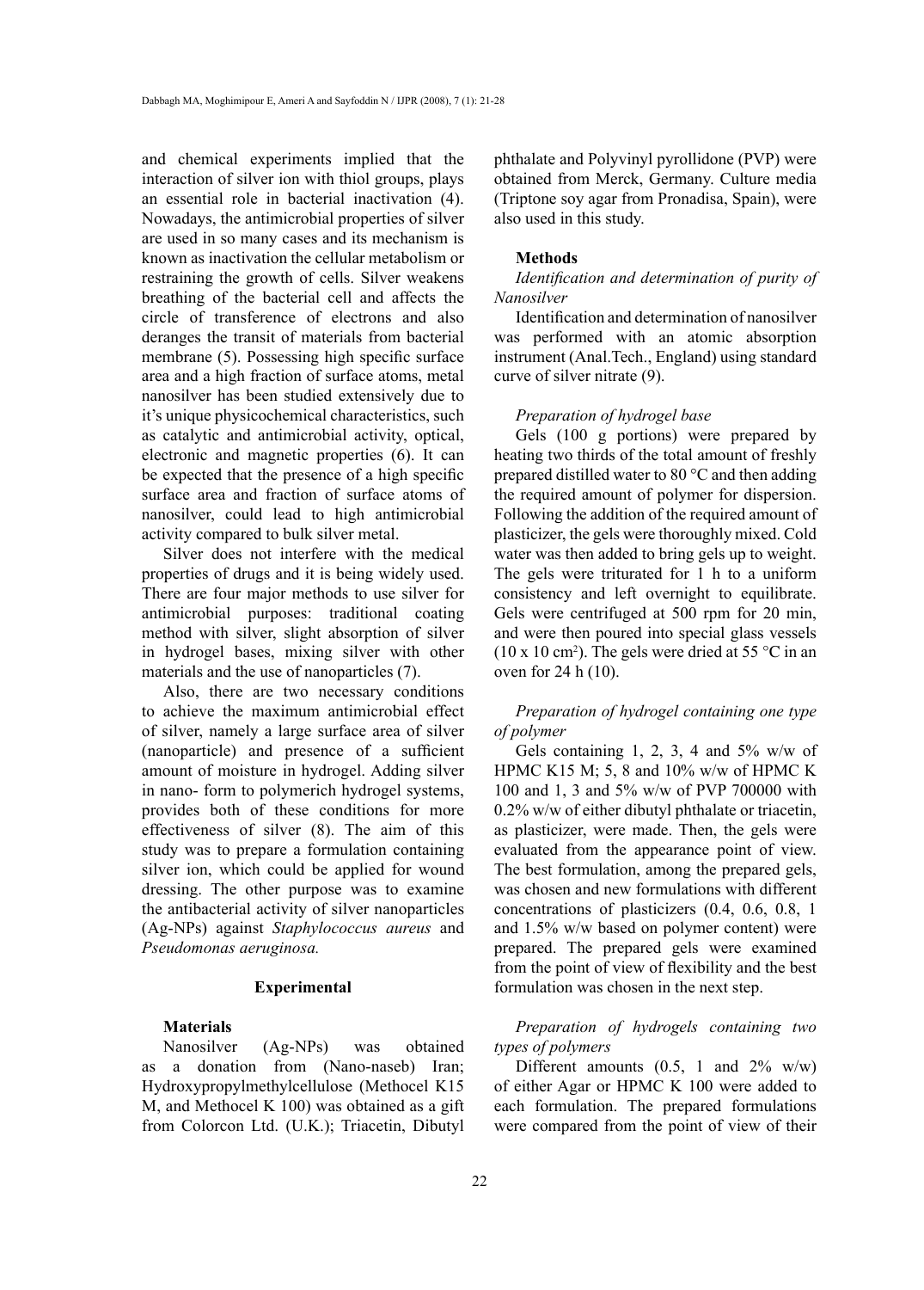and chemical experiments implied that the interaction of silver ion with thiol groups, plays an essential role in bacterial inactivation (4). Nowadays, the antimicrobial properties of silver are used in so many cases and its mechanism is known as inactivation the cellular metabolism or restraining the growth of cells. Silver weakens breathing of the bacterial cell and affects the circle of transference of electrons and also deranges the transit of materials from bacterial membrane (5). Possessing high specific surface area and a high fraction of surface atoms, metal nanosilver has been studied extensively due to it's unique physicochemical characteristics, such as catalytic and antimicrobial activity, optical, electronic and magnetic properties (6). It can be expected that the presence of a high specific surface area and fraction of surface atoms of nanosilver, could lead to high antimicrobial activity compared to bulk silver metal.

Silver does not interfere with the medical properties of drugs and it is being widely used. There are four major methods to use silver for antimicrobial purposes: traditional coating method with silver, slight absorption of silver in hydrogel bases, mixing silver with other materials and the use of nanoparticles (7).

Also, there are two necessary conditions to achieve the maximum antimicrobial effect of silver, namely a large surface area of silver (nanoparticle) and presence of a sufficient amount of moisture in hydrogel. Adding silver in nano- form to polymerich hydrogel systems, provides both of these conditions for more effectiveness of silver (8). The aim of this study was to prepare a formulation containing silver ion, which could be applied for wound dressing. The other purpose was to examine the antibacterial activity of silver nanoparticles (Ag-NPs) against *Staphylococcus aureus* and *Pseudomonas aeruginosa.*

## Experimental

### Materials

Nanosilver (Ag-NPs) was obtained as a donation from (Nano-naseb) Iran; Hydroxypropylmethylcellulose (Methocel K15 M, and Methocel K 100) was obtained as a gift from Colorcon Ltd. (U.K.); Triacetin, Dibutyl phthalate and Polyvinyl pyrollidone (PVP) were obtained from Merck, Germany. Culture media (Triptone soy agar from Pronadisa, Spain), were also used in this study.

### Methods

*Identification and determination of purity of Nanosilver*

Identification and determination of nanosilver was performed with an atomic absorption instrument (Anal.Tech., England) using standard curve of silver nitrate (9).

*Preparation of hydrogel base*

Gels (100 g portions) were prepared by heating two thirds of the total amount of freshly prepared distilled water to 80 °C and then adding the required amount of polymer for dispersion. Following the addition of the required amount of plasticizer, the gels were thoroughly mixed. Cold water was then added to bring gels up to weight. The gels were triturated for 1 h to a uniform consistency and left overnight to equilibrate. Gels were centrifuged at 500 rpm for 20 min, and were then poured into special glass vessels (10 x 10 $cm^2$). The gels were dried at 55 °C in an oven for 24 h (10).

*Preparation of hydrogel containing one type of polymer*

Gels containing 1, 2, 3, 4 and 5% w/w of HPMC K15 M; 5, 8 and 10% w/w of HPMC K 100 and 1, 3 and 5% w/w of PVP 700000 with 0.2% w/w of either dibutyl phthalate or triacetin, as plasticizer, were made. Then, the gels were evaluated from the appearance point of view. The best formulation, among the prepared gels, was chosen and new formulations with different concentrations of plasticizers (0.4, 0.6, 0.8, 1 and 1.5% w/w based on polymer content) were prepared. The prepared gels were examined from the point of view of flexibility and the best formulation was chosen in the next step.

*Preparation of hydrogels containing two types of polymers*

Different amounts (0.5, 1 and 2% w/w) of either Agar or HPMC K 100 were added to each formulation. The prepared formulations were compared from the point of view of their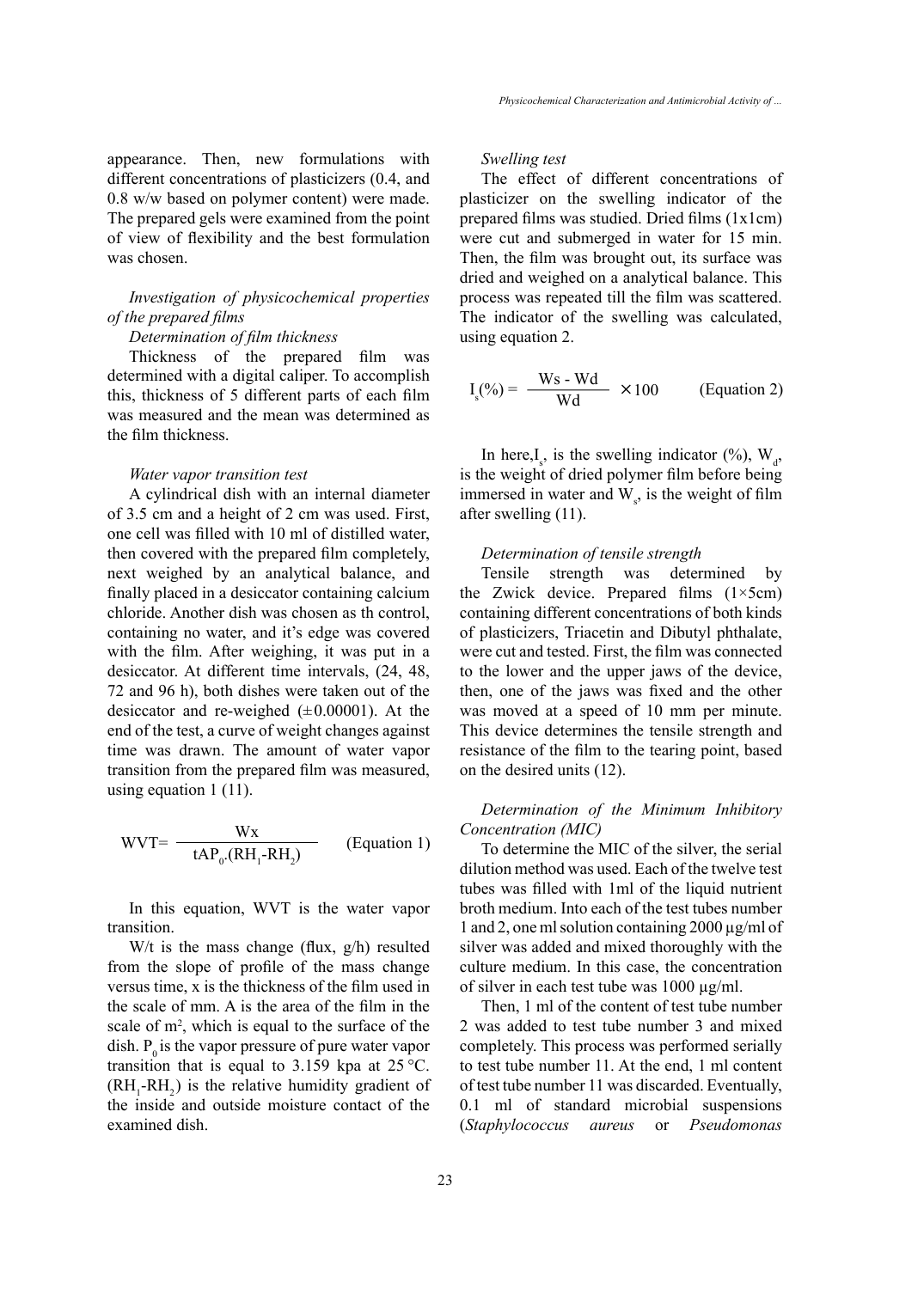appearance. Then, new formulations with different concentrations of plasticizers (0.4, and 0.8 w/w based on polymer content) were made. The prepared gels were examined from the point of view of flexibility and the best formulation was chosen.

*Investigation of physicochemical properties of the prepared films*

*Determination of film thickness*

Thickness of the prepared film was determined with a digital caliper. To accomplish this, thickness of 5 different parts of each film was measured and the mean was determined as the film thickness.

*Water vapor transition test*

A cylindrical dish with an internal diameter of 3.5 cm and a height of 2 cm was used. First, one cell was filled with 10 ml of distilled water, then covered with the prepared film completely, next weighed by an analytical balance, and finally placed in a desiccator containing calcium chloride. Another dish was chosen as th control, containing no water, and it's edge was covered with the film. After weighing, it was put in a desiccator. At different time intervals, (24, 48, 72 and 96 h), both dishes were taken out of the desiccator and re-weighed (±0.00001). At the end of the test, a curve of weight changes against time was drawn. The amount of water vapor transition from the prepared film was measured, using equation 1 (11).

$$WVT = \frac{Wx}{tAP_0 \cdot (RH_1 - RH_2)} \qquad \text{(Equation 1)}$$

In this equation, WVT is the water vapor transition.

W/t is the mass change (flux, g/h) resulted from the slope of profile of the mass change versus time, x is the thickness of the film used in the scale of mm. A is the area of the film in the scale of $m^2$, which is equal to the surface of the dish. $P_0$ is the vapor pressure of pure water vapor transition that is equal to 3.159 kpa at 25 °C. ($RH_1$-$RH_2$) is the relative humidity gradient of the inside and outside moisture contact of the examined dish.

*Swelling test*

The effect of different concentrations of plasticizer on the swelling indicator of the prepared films was studied. Dried films (1x1cm) were cut and submerged in water for 15 min. Then, the film was brought out, its surface was dried and weighed on a analytical balance. This process was repeated till the film was scattered. The indicator of the swelling was calculated, using equation 2.

$$I_s(\%) = \frac{Ws - Wd}{Wd} \times 100 \qquad \text{(Equation 2)}$$

In here, $I_s$, is the swelling indicator (%), $W_d$, is the weight of dried polymer film before being immersed in water and $W_s$, is the weight of film after swelling (11).

*Determination of tensile strength*

Tensile strength was determined by the Zwick device. Prepared films (1×5cm) containing different concentrations of both kinds of plasticizers, Triacetin and Dibutyl phthalate, were cut and tested. First, the film was connected to the lower and the upper jaws of the device, then, one of the jaws was fixed and the other was moved at a speed of 10 mm per minute. This device determines the tensile strength and resistance of the film to the tearing point, based on the desired units (12).

*Determination of the Minimum Inhibitory Concentration (MIC)*

To determine the MIC of the silver, the serial dilution method was used. Each of the twelve test tubes was filled with 1ml of the liquid nutrient broth medium. Into each of the test tubes number 1 and 2, one ml solution containing 2000 µg/ml of silver was added and mixed thoroughly with the culture medium. In this case, the concentration of silver in each test tube was 1000 µg/ml.

Then, 1 ml of the content of test tube number 2 was added to test tube number 3 and mixed completely. This process was performed serially to test tube number 11. At the end, 1 ml content of test tube number 11 was discarded. Eventually, 0.1 ml of standard microbial suspensions (*Staphylococcus aureus* or *Pseudomonas*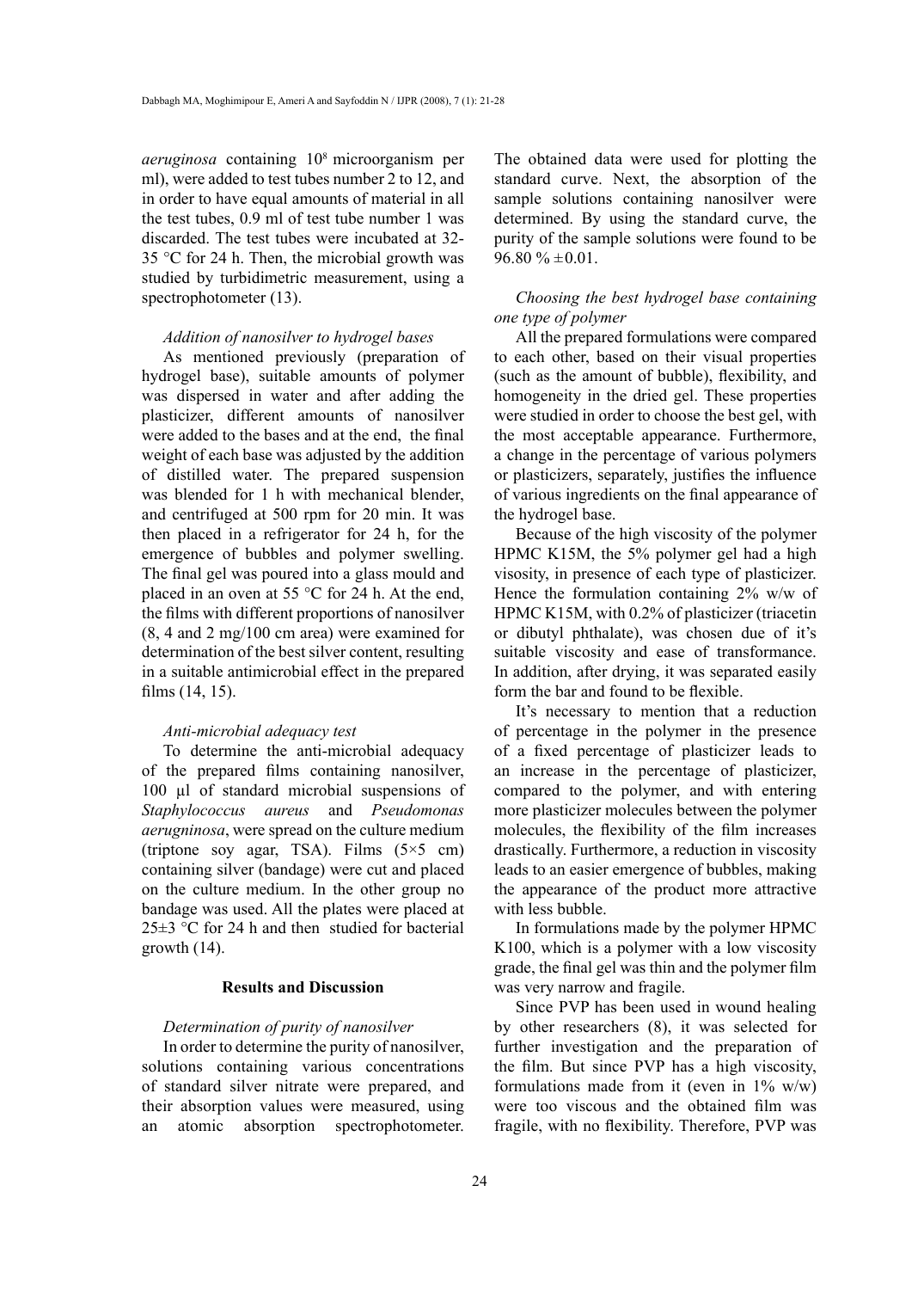*aeruginosa* containing $10^8$ microorganism per ml), were added to test tubes number 2 to 12, and in order to have equal amounts of material in all the test tubes, 0.9 ml of test tube number 1 was discarded. The test tubes were incubated at 32-35 °C for 24 h. Then, the microbial growth was studied by turbidimetric measurement, using a spectrophotometer (13).

*Addition of nanosilver to hydrogel bases*

As mentioned previously (preparation of hydrogel base), suitable amounts of polymer was dispersed in water and after adding the plasticizer, different amounts of nanosilver were added to the bases and at the end, the final weight of each base was adjusted by the addition of distilled water. The prepared suspension was blended for 1 h with mechanical blender, and centrifuged at 500 rpm for 20 min. It was then placed in a refrigerator for 24 h, for the emergence of bubbles and polymer swelling. The final gel was poured into a glass mould and placed in an oven at 55 °C for 24 h. At the end, the films with different proportions of nanosilver (8, 4 and 2 mg/100 cm area) were examined for determination of the best silver content, resulting in a suitable antimicrobial effect in the prepared films (14, 15).

*Anti-microbial adequacy test*

To determine the anti-microbial adequacy of the prepared films containing nanosilver, 100 µl of standard microbial suspensions of *Staphylococcus aureus* and *Pseudomonas aerugninosa*, were spread on the culture medium (triptone soy agar, TSA). Films (5×5 cm) containing silver (bandage) were cut and placed on the culture medium. In the other group no bandage was used. All the plates were placed at 25±3 °C for 24 h and then studied for bacterial growth (14).

## Results and Discussion

*Determination of purity of nanosilver*

In order to determine the purity of nanosilver, solutions containing various concentrations of standard silver nitrate were prepared, and their absorption values were measured, using an atomic absorption spectrophotometer. The obtained data were used for plotting the standard curve. Next, the absorption of the sample solutions containing nanosilver were determined. By using the standard curve, the purity of the sample solutions were found to be 96.80 % ±0.01.

*Choosing the best hydrogel base containing one type of polymer*

All the prepared formulations were compared to each other, based on their visual properties (such as the amount of bubble), flexibility, and homogeneity in the dried gel. These properties were studied in order to choose the best gel, with the most acceptable appearance. Furthermore, a change in the percentage of various polymers or plasticizers, separately, justifies the influence of various ingredients on the final appearance of the hydrogel base.

Because of the high viscosity of the polymer HPMC K15M, the 5% polymer gel had a high visosity, in presence of each type of plasticizer. Hence the formulation containing 2% w/w of HPMC K15M, with 0.2% of plasticizer (triacetin or dibutyl phthalate), was chosen due of it's suitable viscosity and ease of transformance. In addition, after drying, it was separated easily form the bar and found to be flexible.

It's necessary to mention that a reduction of percentage in the polymer in the presence of a fixed percentage of plasticizer leads to an increase in the percentage of plasticizer, compared to the polymer, and with entering more plasticizer molecules between the polymer molecules, the flexibility of the film increases drastically. Furthermore, a reduction in viscosity leads to an easier emergence of bubbles, making the appearance of the product more attractive with less bubble.

In formulations made by the polymer HPMC K100, which is a polymer with a low viscosity grade, the final gel was thin and the polymer film was very narrow and fragile.

Since PVP has been used in wound healing by other researchers (8), it was selected for further investigation and the preparation of the film. But since PVP has a high viscosity, formulations made from it (even in 1% w/w) were too viscous and the obtained film was fragile, with no flexibility. Therefore, PVP was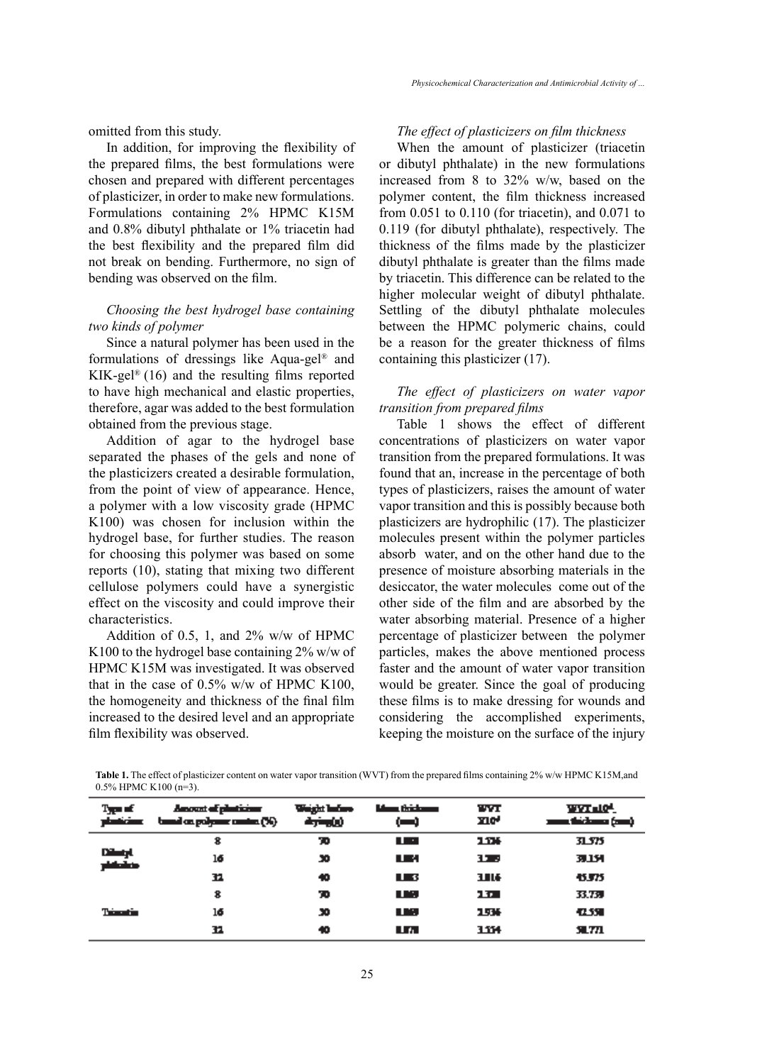omitted from this study.

In addition, for improving the flexibility of the prepared films, the best formulations were chosen and prepared with different percentages of plasticizer, in order to make new formulations. Formulations containing 2% HPMC K15M and 0.8% dibutyl phthalate or 1% triacetin had the best flexibility and the prepared film did not break on bending. Furthermore, no sign of bending was observed on the film.

*Choosing the best hydrogel base containing two kinds of polymer*

Since a natural polymer has been used in the formulations of dressings like Aqua-gel® and KIK-gel® (16) and the resulting films reported to have high mechanical and elastic properties, therefore, agar was added to the best formulation obtained from the previous stage.

Addition of agar to the hydrogel base separated the phases of the gels and none of the plasticizers created a desirable formulation, from the point of view of appearance. Hence, a polymer with a low viscosity grade (HPMC K100) was chosen for inclusion within the hydrogel base, for further studies. The reason for choosing this polymer was based on some reports (10), stating that mixing two different cellulose polymers could have a synergistic effect on the viscosity and could improve their characteristics.

Addition of 0.5, 1, and 2% w/w of HPMC K100 to the hydrogel base containing 2% w/w of HPMC K15M was investigated. It was observed that in the case of 0.5% w/w of HPMC K100, the homogeneity and thickness of the final film increased to the desired level and an appropriate film flexibility was observed.

*The effect of plasticizers on film thickness*

When the amount of plasticizer (triacetin or dibutyl phthalate) in the new formulations increased from 8 to 32% w/w, based on the polymer content, the film thickness increased from 0.051 to 0.110 (for triacetin), and 0.071 to 0.119 (for dibutyl phthalate), respectively. The thickness of the films made by the plasticizer dibutyl phthalate is greater than the films made by triacetin. This difference can be related to the higher molecular weight of dibutyl phthalate. Settling of the dibutyl phthalate molecules between the HPMC polymeric chains, could be a reason for the greater thickness of films containing this plasticizer (17).

*The effect of plasticizers on water vapor transition from prepared films*

Table 1 shows the effect of different concentrations of plasticizers on water vapor transition from the prepared formulations. It was found that, an increase in the percentage of both types of plasticizers, raises the amount of water vapor transition and this is possibly because both plasticizers are hydrophilic (17). The plasticizer molecules present within the polymer particles absorb water, and on the other hand due to the presence of moisture absorbing materials in the desiccator, the water molecules come out of the other side of the film and are absorbed by the water absorbing material. Presence of a higher percentage of plasticizer between the polymer particles, makes the above mentioned process faster and the amount of water vapor transition would be greater. Since the goal of producing these films is to make dressing for wounds and considering the accomplished experiments, keeping the moisture on the surface of the injury

**Table 1.** The effect of plasticizer content on water vapor transition (WVT) from the prepared films containing 2% w/w HPMC K15M,and 0.5% HPMC K100 (n=3).

| Type of plasticizer | Amount of plasticizer based on polymer content (%) | Weight before drying(g) | Mean thickness (mm) | WVT X10$^4$ | WVT x10$^4$_ mean thickness (mm) |
|---|---|---|---|---|---|
| Dibutyl phthalate | 8 | 20 | 0.080 | 2.526 | 31.575 |
| | 16 | 30 | 0.084 | 3.289 | 39.154 |
| | 32 | 40 | 0.083 | 3.816 | 45.975 |
| Triacetin | 8 | 20 | 0.069 | 2.328 | 33.739 |
| | 16 | 30 | 0.069 | 2.936 | 42.558 |
| | 32 | 40 | 0.060 | 3.554 | 58.771 |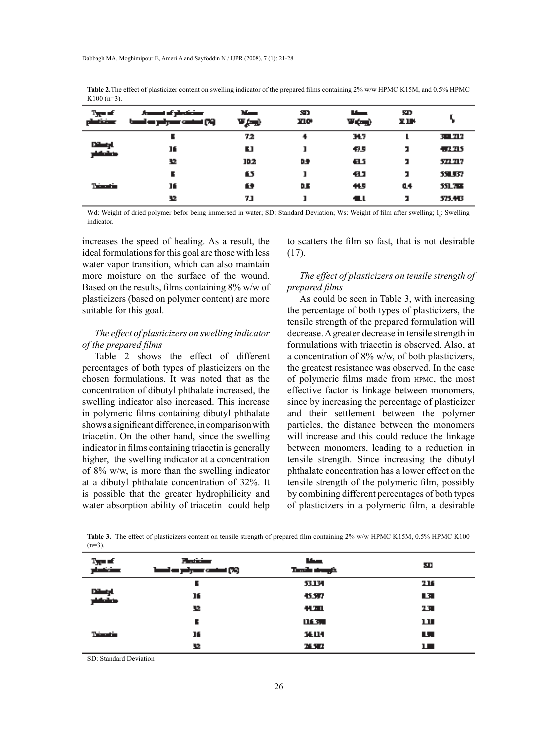**Table 2.** The effect of plasticizer content on swelling indicator of the prepared films containing 2% w/w HPMC K15M, and 0.5% HPMC K100 (n=3).

| Type of plasticizer | Amount of plasticizer based on polymer content (%) | Mean $W_d$(mg) | SD X10⁴ | Mean Ws(mg) | SD X 10⁴ | $I_s$ |
|---|---|---|---|---|---|---|
| Dibutyl phthalate | 8 | 7.2 | 4 | 34.7 | 1 | 381.212 |
| | 16 | 8.1 | 1 | 47.9 | 1 | 492.215 |
| | 32 | 10.2 | 0.9 | 63.5 | 1 | 522.217 |
| Triacetin | 8 | 6.5 | 1 | 43.1 | 1 | 558.837 |
| | 16 | 6.9 | 0.8 | 44.9 | 0.4 | 551.788 |
| | 32 | 7.1 | 1 | 48.1 | 1 | 575.443 |

Wd: Weight of dried polymer befor being immersed in water; SD: Standard Deviation; Ws: Weight of film after swelling; $I_s$: Swelling indicator.

increases the speed of healing. As a result, the ideal formulations for this goal are those with less water vapor transition, which can also maintain more moisture on the surface of the wound. Based on the results, films containing 8% w/w of plasticizers (based on polymer content) are more suitable for this goal.

*The effect of plasticizers on swelling indicator of the prepared films*

Table 2 shows the effect of different percentages of both types of plasticizers on the chosen formulations. It was noted that as the concentration of dibutyl phthalate increased, the swelling indicator also increased. This increase in polymeric films containing dibutyl phthalate shows a significant difference, in comparison with triacetin. On the other hand, since the swelling indicator in films containing triacetin is generally higher, the swelling indicator at a concentration of 8% w/w, is more than the swelling indicator at a dibutyl phthalate concentration of 32%. It is possible that the greater hydrophilicity and water absorption ability of triacetin could help to scatters the film so fast, that is not desirable (17).

*The effect of plasticizers on tensile strength of prepared films*

As could be seen in Table 3, with increasing the percentage of both types of plasticizers, the tensile strength of the prepared formulation will decrease. A greater decrease in tensile strength in formulations with triacetin is observed. Also, at a concentration of 8% w/w, of both plasticizers, the greatest resistance was observed. In the case of polymeric films made from HPMC, the most effective factor is linkage between monomers, since by increasing the percentage of plasticizer and their settlement between the polymer particles, the distance between the monomers will increase and this could reduce the linkage between monomers, leading to a reduction in tensile strength. Since increasing the dibutyl phthalate concentration has a lower effect on the tensile strength of the polymeric film, possibly by combining different percentages of both types of plasticizers in a polymeric film, a desirable

**Table 3.** The effect of plasticizers content on tensile strength of prepared film containing 2% w/w HPMC K15M, 0.5% HPMC K100 (n=3).

| Type of plasticizer | Plasticizer based on polymer content (%) | Mean Tensile strength | SD |
|---|---|---|---|
| Dibutyl phthalate | 8 | 53.134 | 2.16 |
| | 16 | 45.987 | 1.38 |
| | 32 | 44.201 | 2.38 |
| Triacetin | 8 | 116.390 | 1.11 |
| | 16 | 56.114 | 1.98 |
| | 32 | 26.982 | 1.08 |

SD: Standard Deviation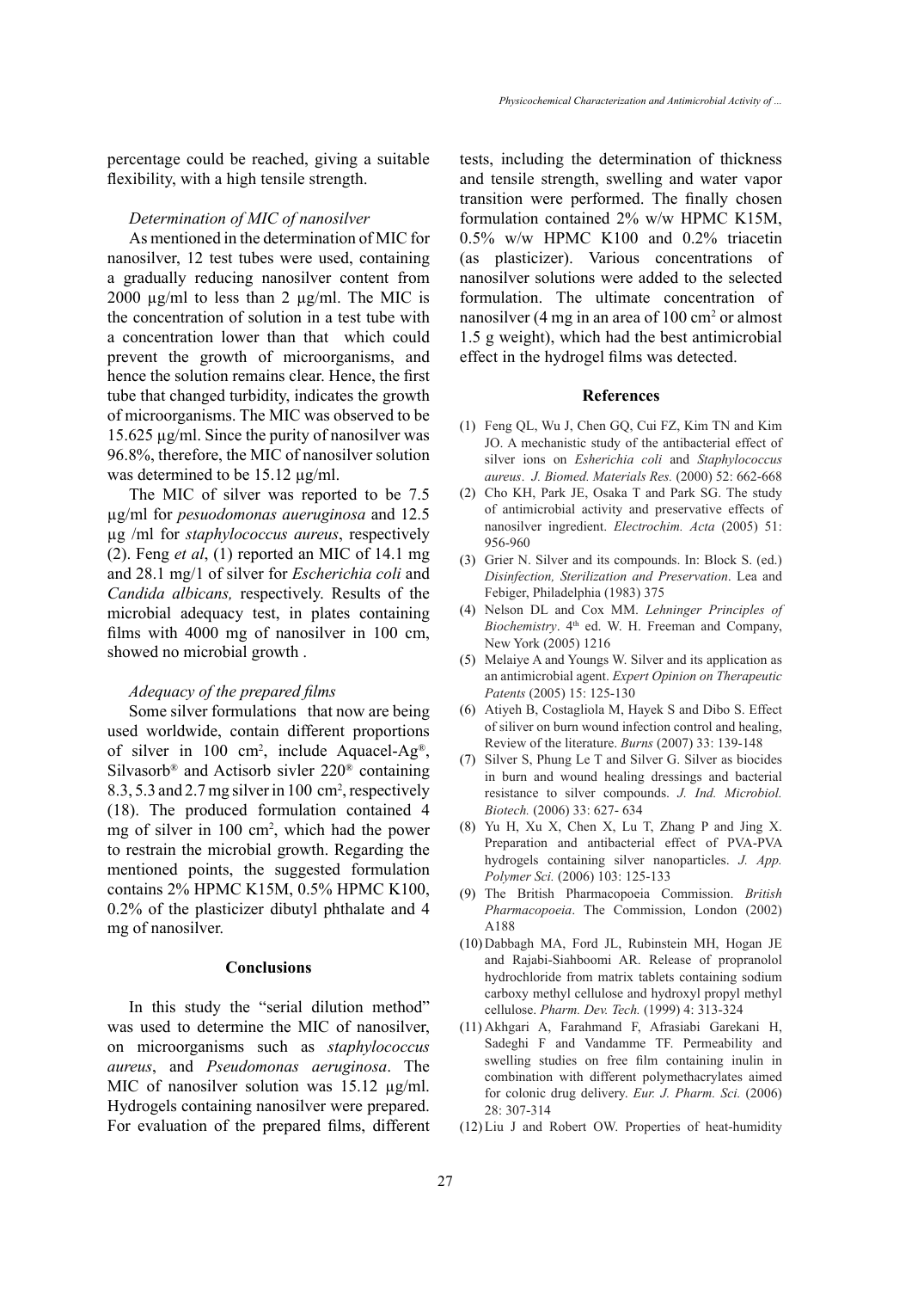percentage could be reached, giving a suitable flexibility, with a high tensile strength.

*Determination of MIC of nanosilver*

As mentioned in the determination of MIC for nanosilver, 12 test tubes were used, containing a gradually reducing nanosilver content from 2000 µg/ml to less than 2 µg/ml. The MIC is the concentration of solution in a test tube with a concentration lower than that which could prevent the growth of microorganisms, and hence the solution remains clear. Hence, the first tube that changed turbidity, indicates the growth of microorganisms. The MIC was observed to be 15.625 µg/ml. Since the purity of nanosilver was 96.8%, therefore, the MIC of nanosilver solution was determined to be 15.12 µg/ml.

The MIC of silver was reported to be 7.5 µg/ml for *pesuodomonas aueruginosa* and 12.5 µg /ml for *staphylococcus aureus*, respectively (2). Feng *et al*, (1) reported an MIC of 14.1 mg and 28.1 mg/1 of silver for *Escherichia coli* and *Candida albicans,* respectively. Results of the microbial adequacy test, in plates containing films with 4000 mg of nanosilver in 100 cm, showed no microbial growth .

*Adequacy of the prepared films*

Some silver formulations that now are being used worldwide, contain different proportions of silver in 100 cm$^2$, include Aquacel-Ag®, Silvasorb® and Actisorb sivler 220® containing 8.3, 5.3 and 2.7 mg silver in 100 cm$^2$, respectively (18). The produced formulation contained 4 mg of silver in 100 cm$^2$, which had the power to restrain the microbial growth. Regarding the mentioned points, the suggested formulation contains 2% HPMC K15M, 0.5% HPMC K100, 0.2% of the plasticizer dibutyl phthalate and 4 mg of nanosilver.

## Conclusions

In this study the "serial dilution method" was used to determine the MIC of nanosilver, on microorganisms such as *staphylococcus aureus*, and *Pseudomonas aeruginosa*. The MIC of nanosilver solution was 15.12 µg/ml. Hydrogels containing nanosilver were prepared. For evaluation of the prepared films, different tests, including the determination of thickness and tensile strength, swelling and water vapor transition were performed. The finally chosen formulation contained 2% w/w HPMC K15M, 0.5% w/w HPMC K100 and 0.2% triacetin (as plasticizer). Various concentrations of nanosilver solutions were added to the selected formulation. The ultimate concentration of nanosilver (4 mg in an area of 100 cm$^2$ or almost 1.5 g weight), which had the best antimicrobial effect in the hydrogel films was detected.

## References

(1) Feng QL, Wu J, Chen GQ, Cui FZ, Kim TN and Kim JO. A mechanistic study of the antibacterial effect of silver ions on *Esherichia coli* and *Staphylococcus aureus*. *J. Biomed. Materials Res.* (2000) 52: 662-668

(2) Cho KH, Park JE, Osaka T and Park SG. The study of antimicrobial activity and preservative effects of nanosilver ingredient. *Electrochim. Acta* (2005) 51: 956-960

(3) Grier N. Silver and its compounds. In: Block S. (ed.) *Disinfection, Sterilization and Preservation*. Lea and Febiger, Philadelphia (1983) 375

(4) Nelson DL and Cox MM. *Lehninger Principles of Biochemistry*. 4th ed. W. H. Freeman and Company, New York (2005) 1216

(5) Melaiye A and Youngs W. Silver and its application as an antimicrobial agent. *Expert Opinion on Therapeutic Patents* (2005) 15: 125-130

(6) Atiyeh B, Costagliola M, Hayek S and Dibo S. Effect of siliver on burn wound infection control and healing, Review of the literature. *Burns* (2007) 33: 139-148

(7) Silver S, Phung Le T and Silver G. Silver as biocides in burn and wound healing dressings and bacterial resistance to silver compounds. *J. Ind. Microbiol. Biotech.* (2006) 33: 627- 634

(8) Yu H, Xu X, Chen X, Lu T, Zhang P and Jing X. Preparation and antibacterial effect of PVA-PVA hydrogels containing silver nanoparticles. *J. App. Polymer Sci.* (2006) 103: 125-133

(9) The British Pharmacopoeia Commission. *British Pharmacopoeia*. The Commission, London (2002) A188

(10) Dabbagh MA, Ford JL, Rubinstein MH, Hogan JE and Rajabi-Siahboomi AR. Release of propranolol hydrochloride from matrix tablets containing sodium carboxy methyl cellulose and hydroxyl propyl methyl cellulose. *Pharm. Dev. Tech.* (1999) 4: 313-324

(11) Akhgari A, Farahmand F, Afrasiabi Garekani H, Sadeghi F and Vandamme TF. Permeability and swelling studies on free film containing inulin in combination with different polymethacrylates aimed for colonic drug delivery. *Eur. J. Pharm. Sci.* (2006) 28: 307-314

(12) Liu J and Robert OW. Properties of heat-humidity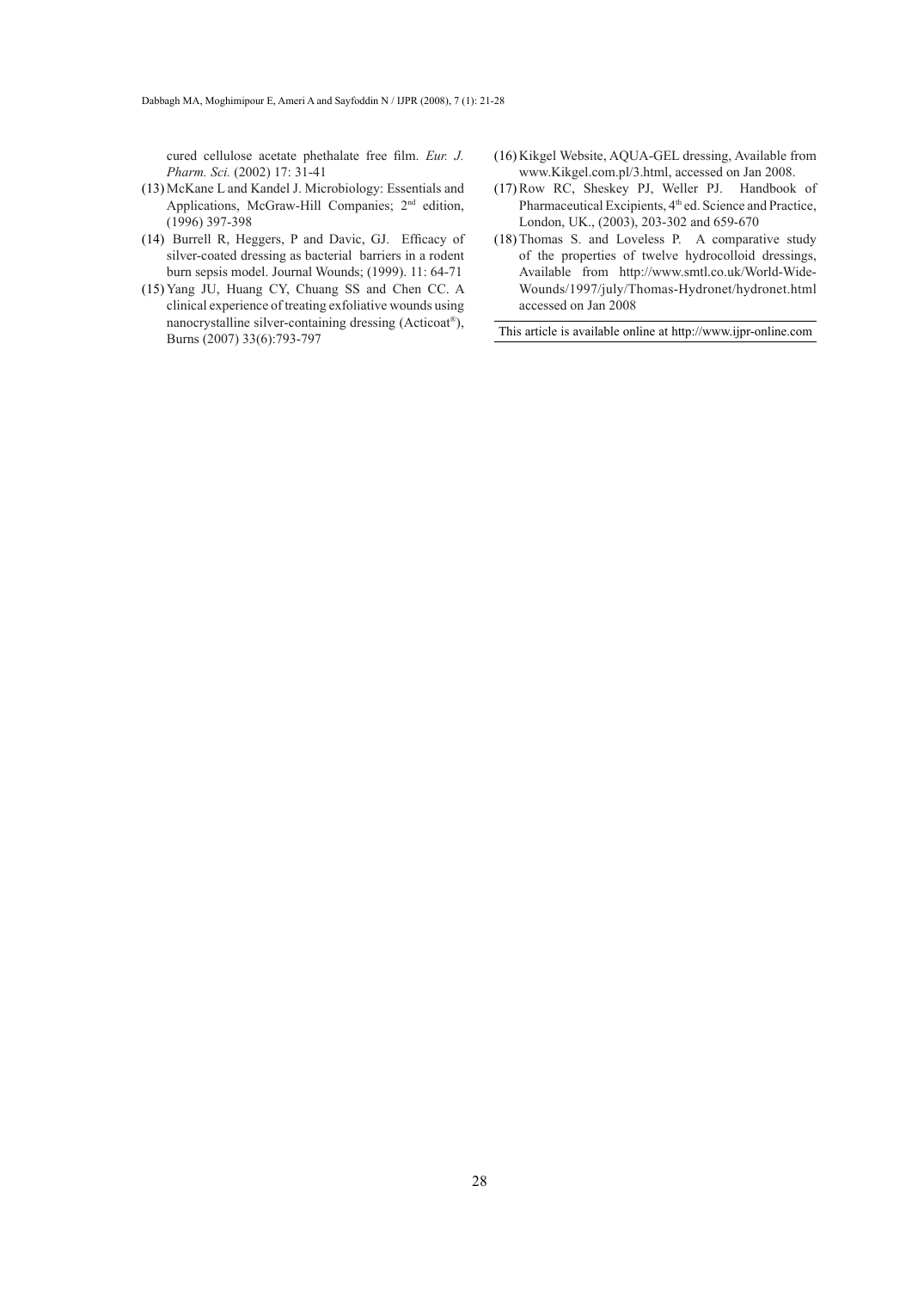cured cellulose acetate phethalate free film. *Eur. J. Pharm. Sci.* (2002) 17: 31-41

(13) McKane L and Kandel J. Microbiology: Essentials and Applications, McGraw-Hill Companies; 2nd edition, (1996) 397-398

(14) Burrell R, Heggers, P and Davic, GJ. Efficacy of silver-coated dressing as bacterial barriers in a rodent burn sepsis model. Journal Wounds; (1999). 11: 64-71

(15) Yang JU, Huang CY, Chuang SS and Chen CC. A clinical experience of treating exfoliative wounds using nanocrystalline silver-containing dressing (Acticoat®), Burns (2007) 33(6):793-797

(16) Kikgel Website, AQUA-GEL dressing, Available from www.Kikgel.com.pl/3.html, accessed on Jan 2008.

(17) Row RC, Sheskey PJ, Weller PJ. Handbook of Pharmaceutical Excipients, 4th ed. Science and Practice, London, UK., (2003), 203-302 and 659-670

(18) Thomas S. and Loveless P. A comparative study of the properties of twelve hydrocolloid dressings, Available from http://www.smtl.co.uk/World-Wide-Wounds/1997/july/Thomas-Hydronet/hydronet.html accessed on Jan 2008

This article is available online at http://www.ijpr-online.com